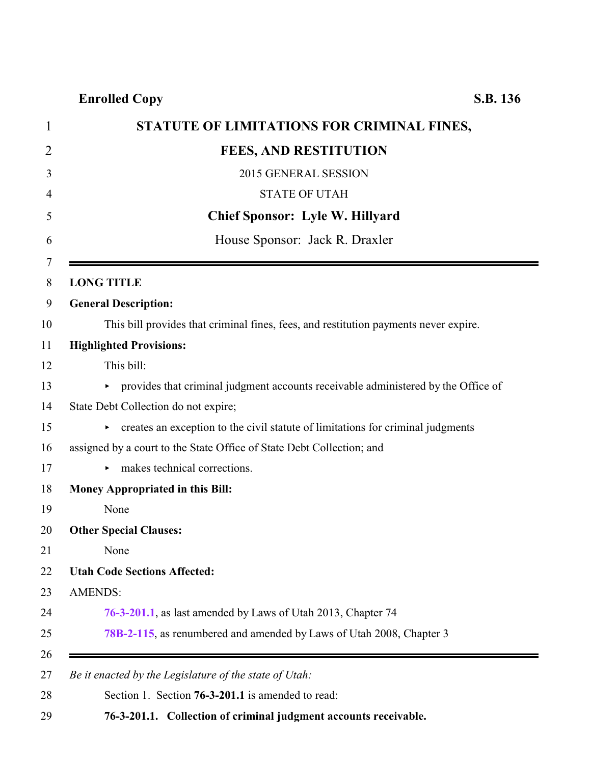**Enrolled Copy** **S.B. 136**

# STATUTE OF LIMITATIONS FOR CRIMINAL FINES, FEES, AND RESTITUTION

2015 GENERAL SESSION

STATE OF UTAH

**Chief Sponsor: Lyle W. Hillyard**

House Sponsor: Jack R. Draxler

---

**LONG TITLE**

**General Description:**

This bill provides that criminal fines, fees, and restitution payments never expire.

**Highlighted Provisions:**

This bill:

- provides that criminal judgment accounts receivable administered by the Office of State Debt Collection do not expire;
- creates an exception to the civil statute of limitations for criminal judgments assigned by a court to the State Office of State Debt Collection; and
- makes technical corrections.

**Money Appropriated in this Bill:**

None

**Other Special Clauses:**

None

**Utah Code Sections Affected:**

AMENDS:

**76-3-201.1**, as last amended by Laws of Utah 2013, Chapter 74

**78B-2-115**, as renumbered and amended by Laws of Utah 2008, Chapter 3

---

*Be it enacted by the Legislature of the state of Utah:*

Section 1. Section **76-3-201.1** is amended to read:

**76-3-201.1. Collection of criminal judgment accounts receivable.**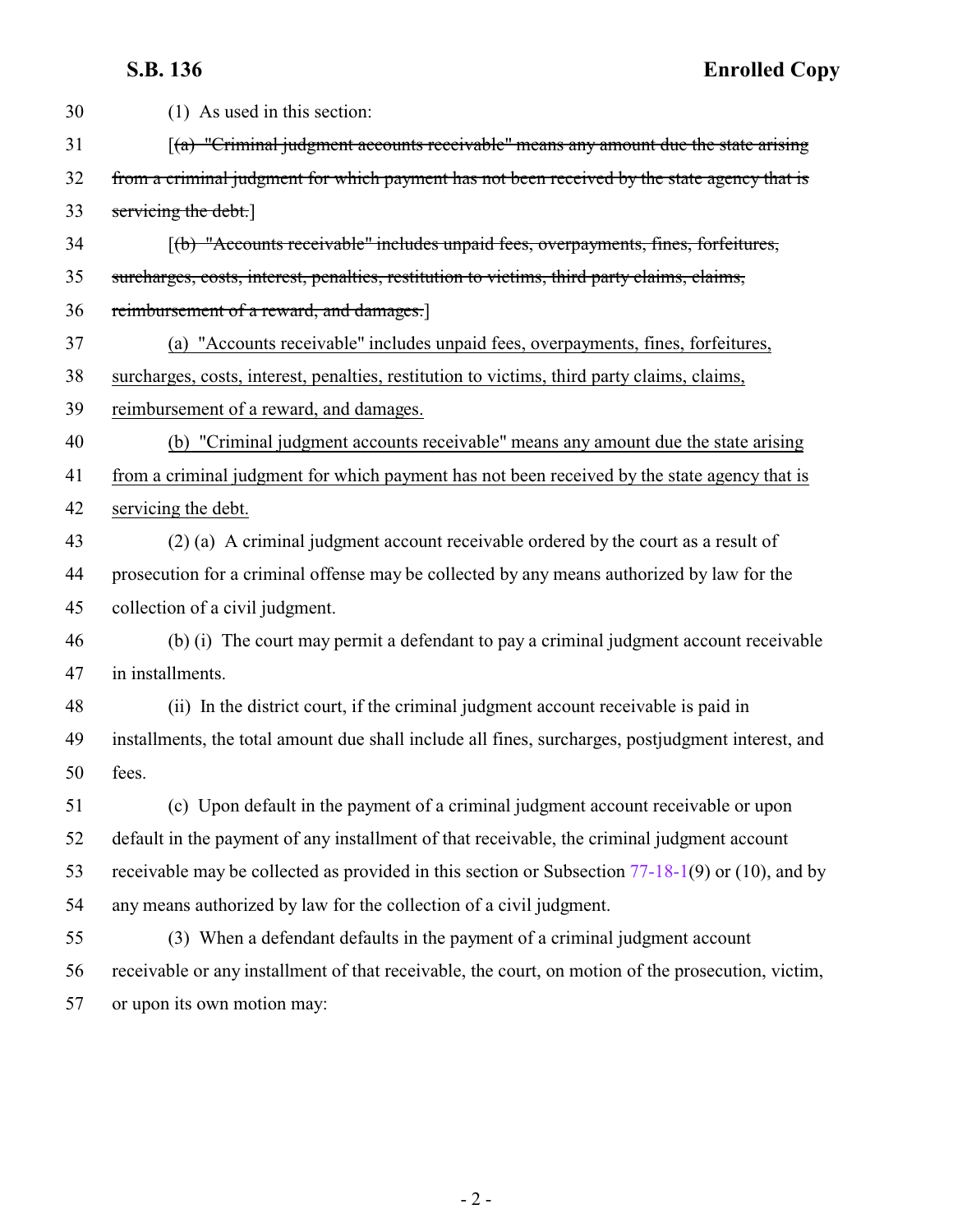(1) As used in this section:

[~~(a) "Criminal judgment accounts receivable" means any amount due the state arising from a criminal judgment for which payment has not been received by the state agency that is servicing the debt.~~]

[~~(b) "Accounts receivable" includes unpaid fees, overpayments, fines, forfeitures, surcharges, costs, interest, penalties, restitution to victims, third party claims, claims, reimbursement of a reward, and damages.~~]

<u>(a) "Accounts receivable" includes unpaid fees, overpayments, fines, forfeitures, surcharges, costs, interest, penalties, restitution to victims, third party claims, claims, reimbursement of a reward, and damages.</u>

<u>(b) "Criminal judgment accounts receivable" means any amount due the state arising from a criminal judgment for which payment has not been received by the state agency that is servicing the debt.</u>

(2) (a) A criminal judgment account receivable ordered by the court as a result of prosecution for a criminal offense may be collected by any means authorized by law for the collection of a civil judgment.

(b) (i) The court may permit a defendant to pay a criminal judgment account receivable in installments.

(ii) In the district court, if the criminal judgment account receivable is paid in installments, the total amount due shall include all fines, surcharges, postjudgment interest, and fees.

(c) Upon default in the payment of a criminal judgment account receivable or upon default in the payment of any installment of that receivable, the criminal judgment account receivable may be collected as provided in this section or Subsection 77-18-1(9) or (10), and by any means authorized by law for the collection of a civil judgment.

(3) When a defendant defaults in the payment of a criminal judgment account receivable or any installment of that receivable, the court, on motion of the prosecution, victim, or upon its own motion may: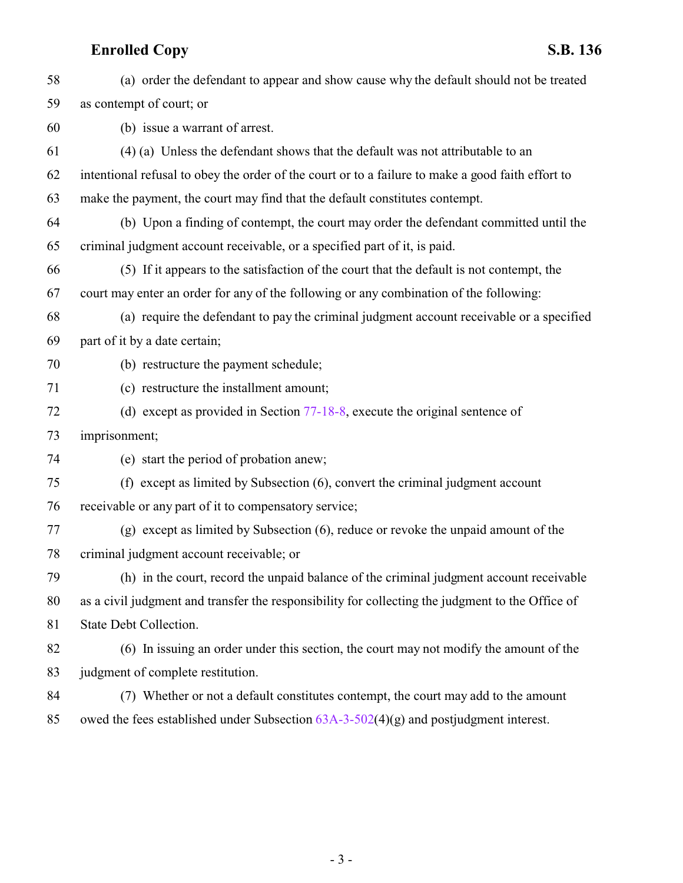(a) order the defendant to appear and show cause why the default should not be treated as contempt of court; or

(b) issue a warrant of arrest.

(4) (a) Unless the defendant shows that the default was not attributable to an intentional refusal to obey the order of the court or to a failure to make a good faith effort to make the payment, the court may find that the default constitutes contempt.

(b) Upon a finding of contempt, the court may order the defendant committed until the criminal judgment account receivable, or a specified part of it, is paid.

(5) If it appears to the satisfaction of the court that the default is not contempt, the court may enter an order for any of the following or any combination of the following:

(a) require the defendant to pay the criminal judgment account receivable or a specified part of it by a date certain;

(b) restructure the payment schedule;

(c) restructure the installment amount;

(d) except as provided in Section 77-18-8, execute the original sentence of imprisonment;

(e) start the period of probation anew;

(f) except as limited by Subsection (6), convert the criminal judgment account receivable or any part of it to compensatory service;

(g) except as limited by Subsection (6), reduce or revoke the unpaid amount of the criminal judgment account receivable; or

(h) in the court, record the unpaid balance of the criminal judgment account receivable as a civil judgment and transfer the responsibility for collecting the judgment to the Office of State Debt Collection.

(6) In issuing an order under this section, the court may not modify the amount of the judgment of complete restitution.

(7) Whether or not a default constitutes contempt, the court may add to the amount owed the fees established under Subsection 63A-3-502(4)(g) and postjudgment interest.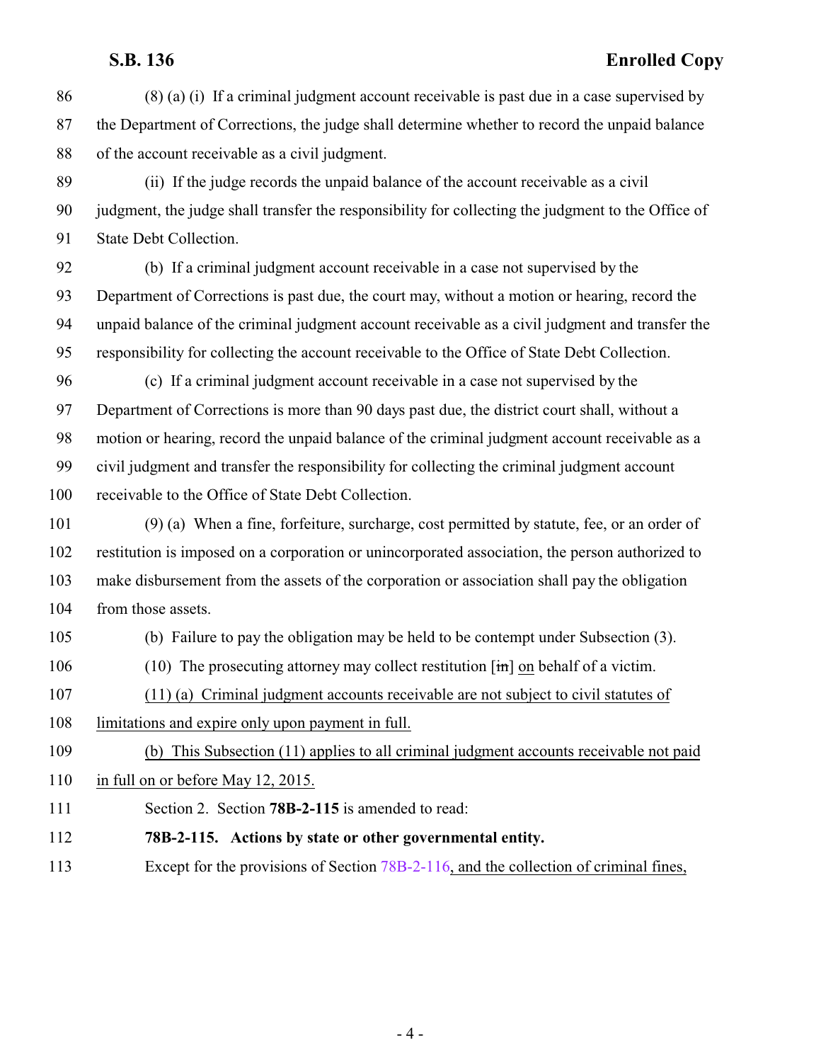(8) (a) (i) If a criminal judgment account receivable is past due in a case supervised by the Department of Corrections, the judge shall determine whether to record the unpaid balance of the account receivable as a civil judgment.

(ii) If the judge records the unpaid balance of the account receivable as a civil judgment, the judge shall transfer the responsibility for collecting the judgment to the Office of State Debt Collection.

(b) If a criminal judgment account receivable in a case not supervised by the Department of Corrections is past due, the court may, without a motion or hearing, record the unpaid balance of the criminal judgment account receivable as a civil judgment and transfer the responsibility for collecting the account receivable to the Office of State Debt Collection.

(c) If a criminal judgment account receivable in a case not supervised by the Department of Corrections is more than 90 days past due, the district court shall, without a motion or hearing, record the unpaid balance of the criminal judgment account receivable as a civil judgment and transfer the responsibility for collecting the criminal judgment account receivable to the Office of State Debt Collection.

(9) (a) When a fine, forfeiture, surcharge, cost permitted by statute, fee, or an order of restitution is imposed on a corporation or unincorporated association, the person authorized to make disbursement from the assets of the corporation or association shall pay the obligation from those assets.

(b) Failure to pay the obligation may be held to be contempt under Subsection (3).

(10) The prosecuting attorney may collect restitution [~~in~~] <u>on</u> behalf of a victim.

<u>(11) (a) Criminal judgment accounts receivable are not subject to civil statutes of limitations and expire only upon payment in full.</u>

<u>(b) This Subsection (11) applies to all criminal judgment accounts receivable not paid in full on or before May 12, 2015.</u>

Section 2. Section **78B-2-115** is amended to read:

**78B-2-115. Actions by state or other governmental entity.**

Except for the provisions of Section 78B-2-116<u>, and the collection of criminal fines,</u>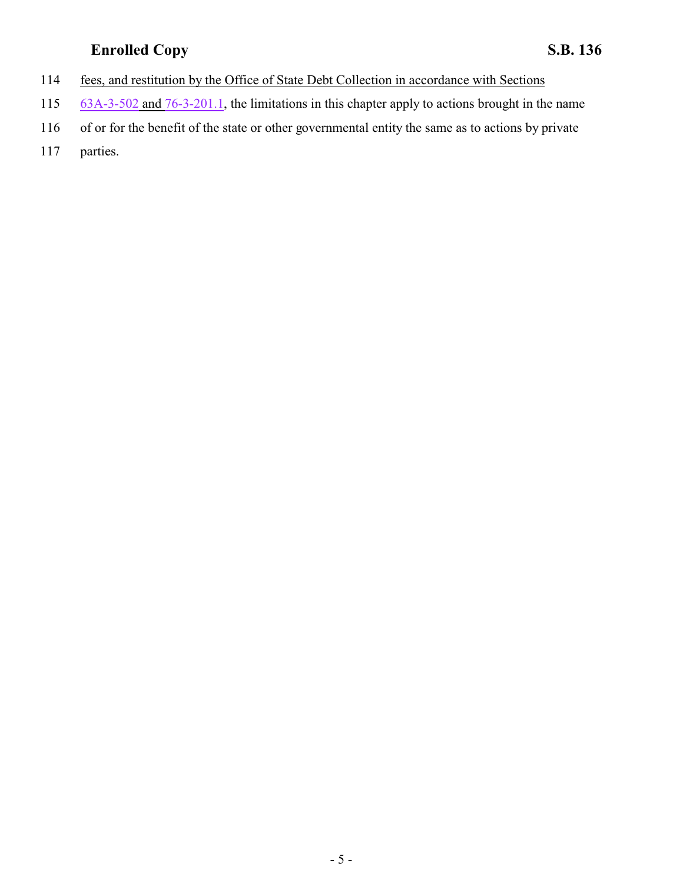114 fees, and restitution by the Office of State Debt Collection in accordance with Sections

115 63A-3-502 and 76-3-201.1, the limitations in this chapter apply to actions brought in the name

116 of or for the benefit of the state or other governmental entity the same as to actions by private

117 parties.